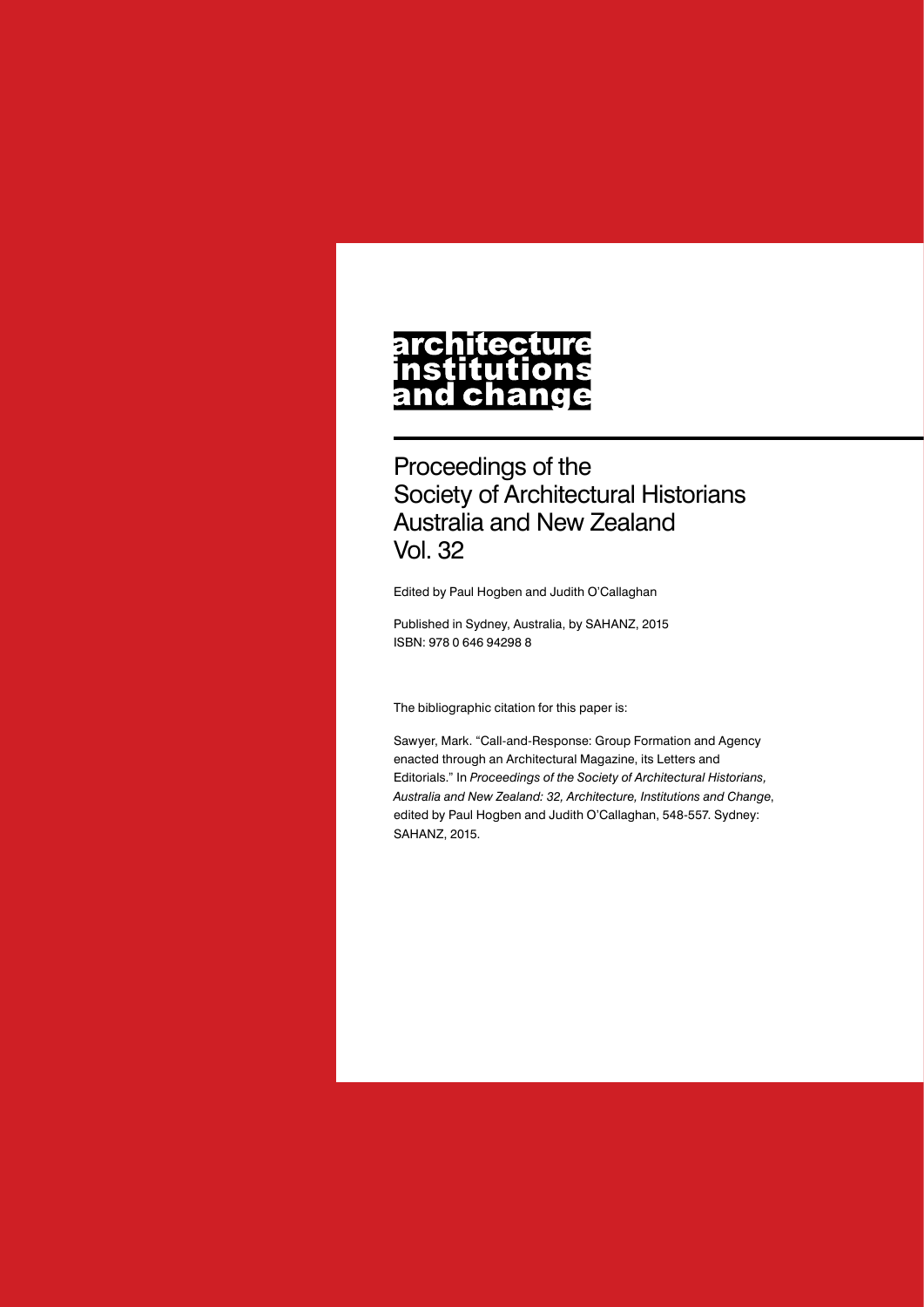# architecture institutions and change

## Proceedings of the Society of Architectural Historians Australia and New Zealand Vol. 32

Edited by Paul Hogben and Judith O'Callaghan

Published in Sydney, Australia, by SAHANZ, 2015
ISBN: 978 0 646 94298 8

The bibliographic citation for this paper is:

Sawyer, Mark. "Call-and-Response: Group Formation and Agency enacted through an Architectural Magazine, its Letters and Editorials." In *Proceedings of the Society of Architectural Historians, Australia and New Zealand: 32, Architecture, Institutions and Change*, edited by Paul Hogben and Judith O'Callaghan, 548-557. Sydney: SAHANZ, 2015.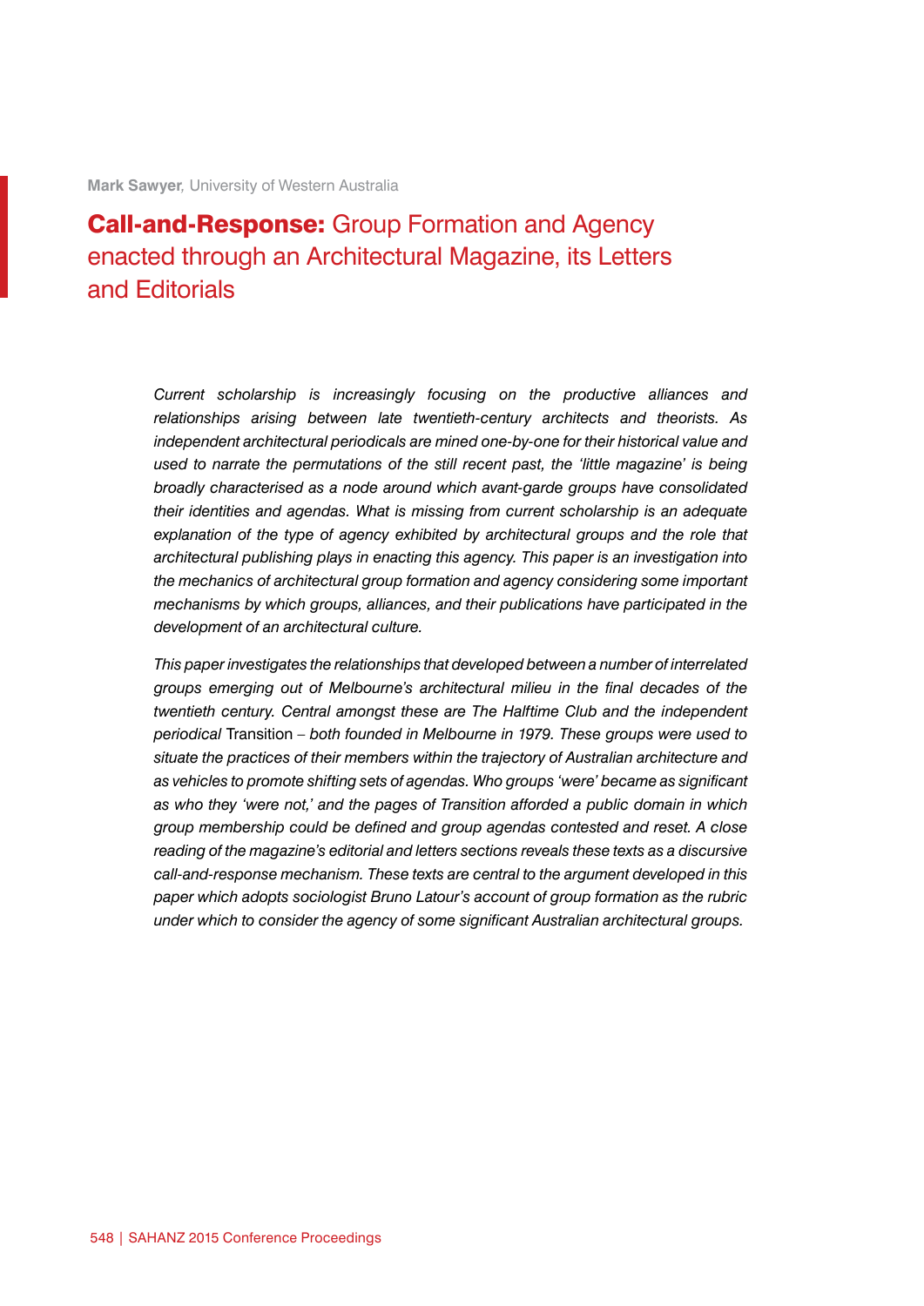**Mark Sawyer**, University of Western Australia

# **Call-and-Response:** Group Formation and Agency enacted through an Architectural Magazine, its Letters and Editorials

*Current scholarship is increasingly focusing on the productive alliances and relationships arising between late twentieth-century architects and theorists. As independent architectural periodicals are mined one-by-one for their historical value and used to narrate the permutations of the still recent past, the 'little magazine' is being broadly characterised as a node around which avant-garde groups have consolidated their identities and agendas. What is missing from current scholarship is an adequate explanation of the type of agency exhibited by architectural groups and the role that architectural publishing plays in enacting this agency. This paper is an investigation into the mechanics of architectural group formation and agency considering some important mechanisms by which groups, alliances, and their publications have participated in the development of an architectural culture.*

*This paper investigates the relationships that developed between a number of interrelated groups emerging out of Melbourne's architectural milieu in the final decades of the twentieth century. Central amongst these are The Halftime Club and the independent periodical* Transition *– both founded in Melbourne in 1979. These groups were used to situate the practices of their members within the trajectory of Australian architecture and as vehicles to promote shifting sets of agendas. Who groups 'were' became as significant as who they 'were not,' and the pages of Transition afforded a public domain in which group membership could be defined and group agendas contested and reset. A close reading of the magazine's editorial and letters sections reveals these texts as a discursive call-and-response mechanism. These texts are central to the argument developed in this paper which adopts sociologist Bruno Latour's account of group formation as the rubric under which to consider the agency of some significant Australian architectural groups.*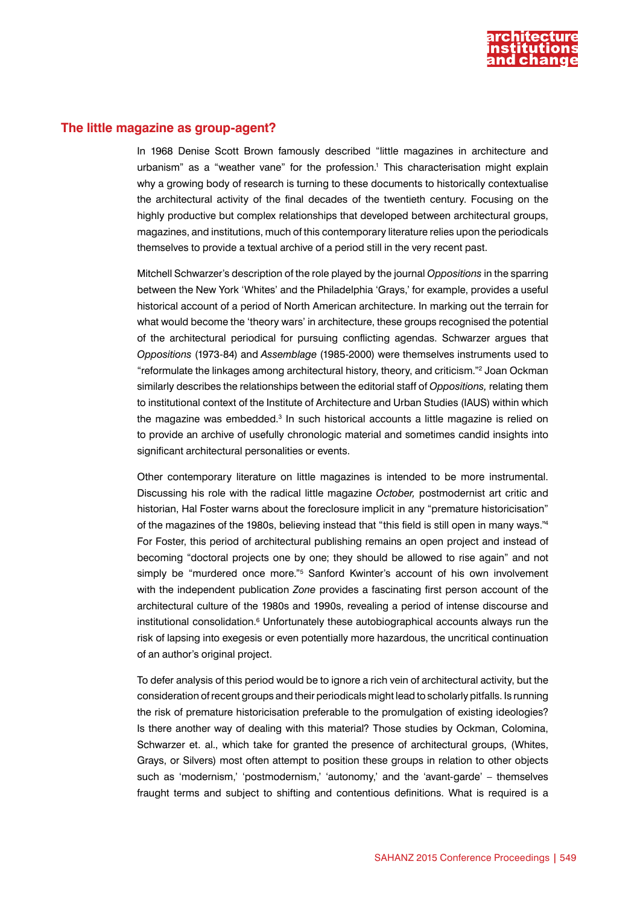## The little magazine as group-agent?

In 1968 Denise Scott Brown famously described "little magazines in architecture and urbanism" as a "weather vane" for the profession.[1] This characterisation might explain why a growing body of research is turning to these documents to historically contextualise the architectural activity of the final decades of the twentieth century. Focusing on the highly productive but complex relationships that developed between architectural groups, magazines, and institutions, much of this contemporary literature relies upon the periodicals themselves to provide a textual archive of a period still in the very recent past.

Mitchell Schwarzer's description of the role played by the journal *Oppositions* in the sparring between the New York 'Whites' and the Philadelphia 'Grays,' for example, provides a useful historical account of a period of North American architecture. In marking out the terrain for what would become the 'theory wars' in architecture, these groups recognised the potential of the architectural periodical for pursuing conflicting agendas. Schwarzer argues that *Oppositions* (1973-84) and *Assemblage* (1985-2000) were themselves instruments used to "reformulate the linkages among architectural history, theory, and criticism."[2] Joan Ockman similarly describes the relationships between the editorial staff of *Oppositions,* relating them to institutional context of the Institute of Architecture and Urban Studies (IAUS) within which the magazine was embedded.[3] In such historical accounts a little magazine is relied on to provide an archive of usefully chronologic material and sometimes candid insights into significant architectural personalities or events.

Other contemporary literature on little magazines is intended to be more instrumental. Discussing his role with the radical little magazine *October,* postmodernist art critic and historian, Hal Foster warns about the foreclosure implicit in any "premature historicisation" of the magazines of the 1980s, believing instead that "this field is still open in many ways."[4] For Foster, this period of architectural publishing remains an open project and instead of becoming "doctoral projects one by one; they should be allowed to rise again" and not simply be "murdered once more."[5] Sanford Kwinter's account of his own involvement with the independent publication *Zone* provides a fascinating first person account of the architectural culture of the 1980s and 1990s, revealing a period of intense discourse and institutional consolidation.[6] Unfortunately these autobiographical accounts always run the risk of lapsing into exegesis or even potentially more hazardous, the uncritical continuation of an author's original project.

To defer analysis of this period would be to ignore a rich vein of architectural activity, but the consideration of recent groups and their periodicals might lead to scholarly pitfalls. Is running the risk of premature historicisation preferable to the promulgation of existing ideologies? Is there another way of dealing with this material? Those studies by Ockman, Colomina, Schwarzer et. al., which take for granted the presence of architectural groups, (Whites, Grays, or Silvers) most often attempt to position these groups in relation to other objects such as 'modernism,' 'postmodernism,' 'autonomy,' and the 'avant-garde' – themselves fraught terms and subject to shifting and contentious definitions. What is required is a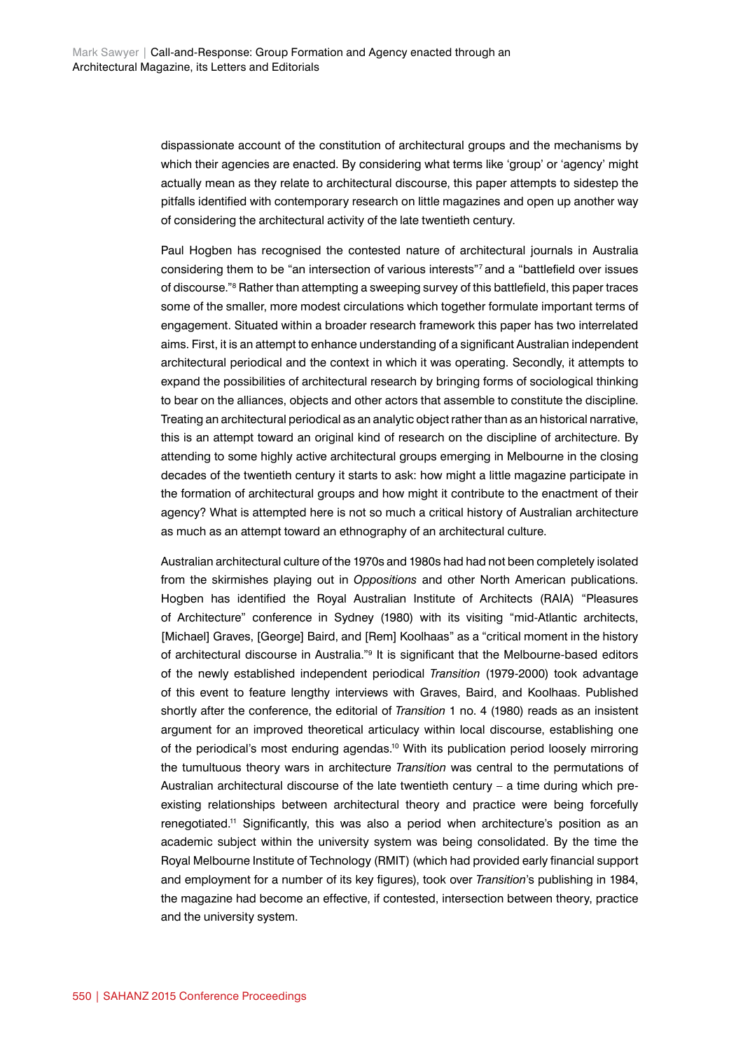dispassionate account of the constitution of architectural groups and the mechanisms by which their agencies are enacted. By considering what terms like 'group' or 'agency' might actually mean as they relate to architectural discourse, this paper attempts to sidestep the pitfalls identified with contemporary research on little magazines and open up another way of considering the architectural activity of the late twentieth century.

Paul Hogben has recognised the contested nature of architectural journals in Australia considering them to be "an intersection of various interests"[7] and a "battlefield over issues of discourse."[8] Rather than attempting a sweeping survey of this battlefield, this paper traces some of the smaller, more modest circulations which together formulate important terms of engagement. Situated within a broader research framework this paper has two interrelated aims. First, it is an attempt to enhance understanding of a significant Australian independent architectural periodical and the context in which it was operating. Secondly, it attempts to expand the possibilities of architectural research by bringing forms of sociological thinking to bear on the alliances, objects and other actors that assemble to constitute the discipline. Treating an architectural periodical as an analytic object rather than as an historical narrative, this is an attempt toward an original kind of research on the discipline of architecture. By attending to some highly active architectural groups emerging in Melbourne in the closing decades of the twentieth century it starts to ask: how might a little magazine participate in the formation of architectural groups and how might it contribute to the enactment of their agency? What is attempted here is not so much a critical history of Australian architecture as much as an attempt toward an ethnography of an architectural culture.

Australian architectural culture of the 1970s and 1980s had had not been completely isolated from the skirmishes playing out in *Oppositions* and other North American publications. Hogben has identified the Royal Australian Institute of Architects (RAIA) "Pleasures of Architecture" conference in Sydney (1980) with its visiting "mid-Atlantic architects, [Michael] Graves, [George] Baird, and [Rem] Koolhaas" as a "critical moment in the history of architectural discourse in Australia."[9] It is significant that the Melbourne-based editors of the newly established independent periodical *Transition* (1979-2000) took advantage of this event to feature lengthy interviews with Graves, Baird, and Koolhaas. Published shortly after the conference, the editorial of *Transition* 1 no. 4 (1980) reads as an insistent argument for an improved theoretical articulacy within local discourse, establishing one of the periodical's most enduring agendas.[10] With its publication period loosely mirroring the tumultuous theory wars in architecture *Transition* was central to the permutations of Australian architectural discourse of the late twentieth century – a time during which pre-existing relationships between architectural theory and practice were being forcefully renegotiated.[11] Significantly, this was also a period when architecture's position as an academic subject within the university system was being consolidated. By the time the Royal Melbourne Institute of Technology (RMIT) (which had provided early financial support and employment for a number of its key figures), took over *Transition*'s publishing in 1984, the magazine had become an effective, if contested, intersection between theory, practice and the university system.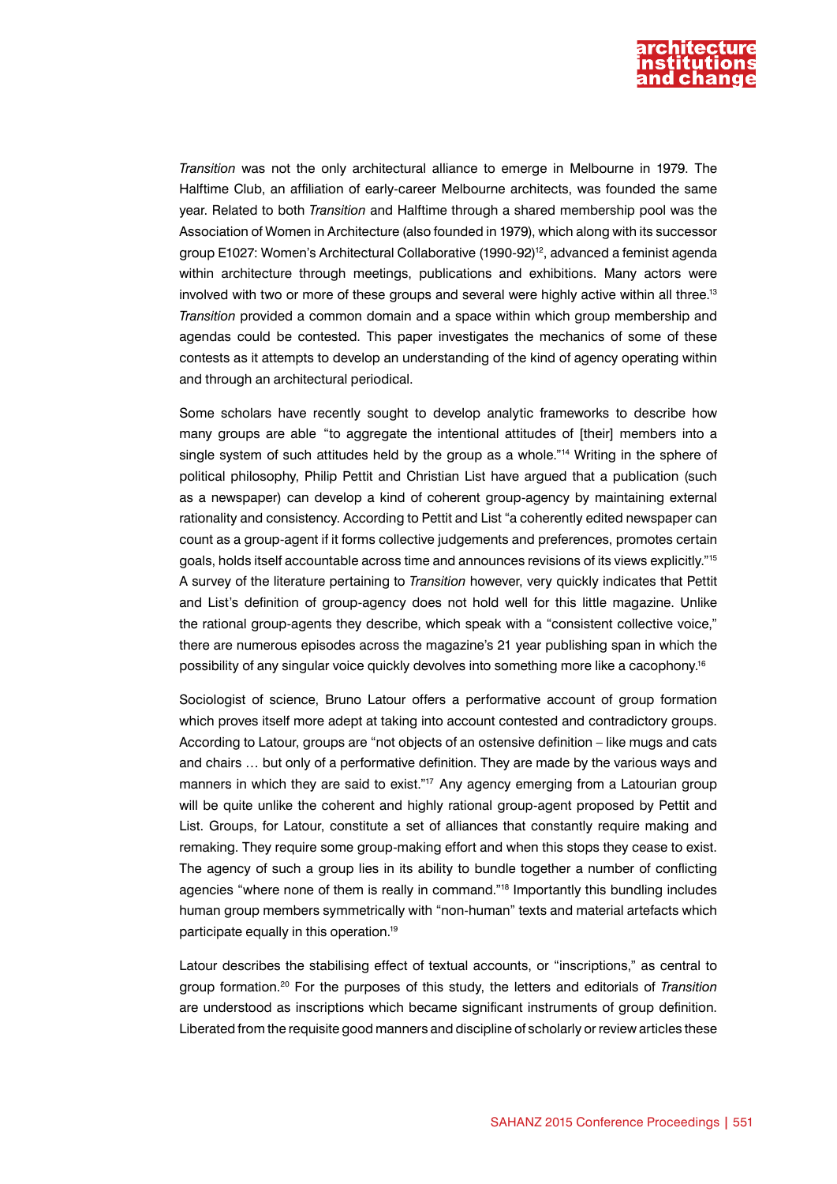*Transition* was not the only architectural alliance to emerge in Melbourne in 1979. The Halftime Club, an affiliation of early-career Melbourne architects, was founded the same year. Related to both *Transition* and Halftime through a shared membership pool was the Association of Women in Architecture (also founded in 1979), which along with its successor group E1027: Women's Architectural Collaborative (1990-92)[12], advanced a feminist agenda within architecture through meetings, publications and exhibitions. Many actors were involved with two or more of these groups and several were highly active within all three.[13] *Transition* provided a common domain and a space within which group membership and agendas could be contested. This paper investigates the mechanics of some of these contests as it attempts to develop an understanding of the kind of agency operating within and through an architectural periodical.

Some scholars have recently sought to develop analytic frameworks to describe how many groups are able "to aggregate the intentional attitudes of [their] members into a single system of such attitudes held by the group as a whole."[14] Writing in the sphere of political philosophy, Philip Pettit and Christian List have argued that a publication (such as a newspaper) can develop a kind of coherent group-agency by maintaining external rationality and consistency. According to Pettit and List "a coherently edited newspaper can count as a group-agent if it forms collective judgements and preferences, promotes certain goals, holds itself accountable across time and announces revisions of its views explicitly."[15] A survey of the literature pertaining to *Transition* however, very quickly indicates that Pettit and List's definition of group-agency does not hold well for this little magazine. Unlike the rational group-agents they describe, which speak with a "consistent collective voice," there are numerous episodes across the magazine's 21 year publishing span in which the possibility of any singular voice quickly devolves into something more like a cacophony.[16]

Sociologist of science, Bruno Latour offers a performative account of group formation which proves itself more adept at taking into account contested and contradictory groups. According to Latour, groups are "not objects of an ostensive definition – like mugs and cats and chairs … but only of a performative definition. They are made by the various ways and manners in which they are said to exist."[17] Any agency emerging from a Latourian group will be quite unlike the coherent and highly rational group-agent proposed by Pettit and List. Groups, for Latour, constitute a set of alliances that constantly require making and remaking. They require some group-making effort and when this stops they cease to exist. The agency of such a group lies in its ability to bundle together a number of conflicting agencies "where none of them is really in command."[18] Importantly this bundling includes human group members symmetrically with "non-human" texts and material artefacts which participate equally in this operation.[19]

Latour describes the stabilising effect of textual accounts, or "inscriptions," as central to group formation.[20] For the purposes of this study, the letters and editorials of *Transition* are understood as inscriptions which became significant instruments of group definition. Liberated from the requisite good manners and discipline of scholarly or review articles these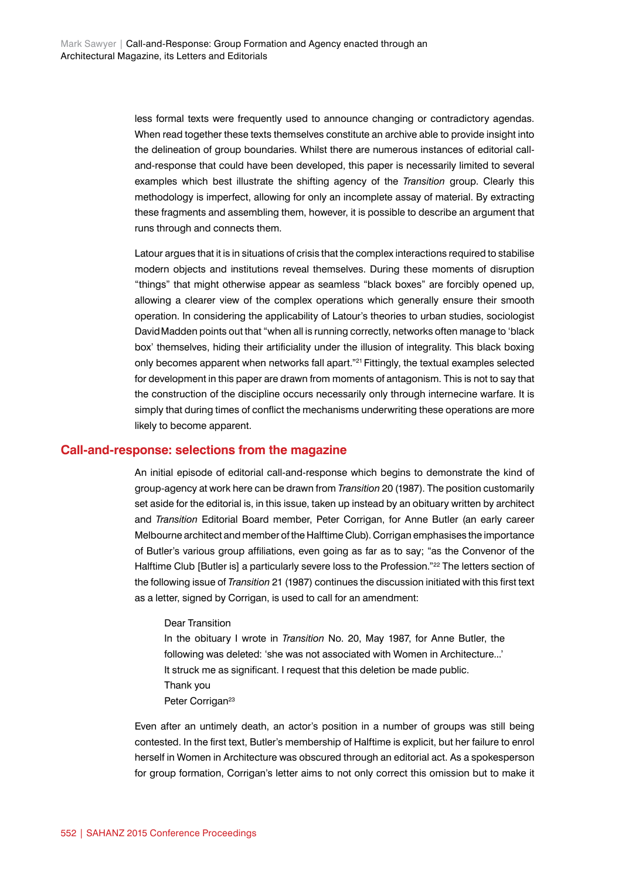less formal texts were frequently used to announce changing or contradictory agendas. When read together these texts themselves constitute an archive able to provide insight into the delineation of group boundaries. Whilst there are numerous instances of editorial call-and-response that could have been developed, this paper is necessarily limited to several examples which best illustrate the shifting agency of the *Transition* group. Clearly this methodology is imperfect, allowing for only an incomplete assay of material. By extracting these fragments and assembling them, however, it is possible to describe an argument that runs through and connects them.

Latour argues that it is in situations of crisis that the complex interactions required to stabilise modern objects and institutions reveal themselves. During these moments of disruption "things" that might otherwise appear as seamless "black boxes" are forcibly opened up, allowing a clearer view of the complex operations which generally ensure their smooth operation. In considering the applicability of Latour's theories to urban studies, sociologist David Madden points out that "when all is running correctly, networks often manage to 'black box' themselves, hiding their artificiality under the illusion of integrality. This black boxing only becomes apparent when networks fall apart."[21] Fittingly, the textual examples selected for development in this paper are drawn from moments of antagonism. This is not to say that the construction of the discipline occurs necessarily only through internecine warfare. It is simply that during times of conflict the mechanisms underwriting these operations are more likely to become apparent.

## Call-and-response: selections from the magazine

An initial episode of editorial call-and-response which begins to demonstrate the kind of group-agency at work here can be drawn from *Transition* 20 (1987). The position customarily set aside for the editorial is, in this issue, taken up instead by an obituary written by architect and *Transition* Editorial Board member, Peter Corrigan, for Anne Butler (an early career Melbourne architect and member of the Halftime Club). Corrigan emphasises the importance of Butler's various group affiliations, even going as far as to say; "as the Convenor of the Halftime Club [Butler is] a particularly severe loss to the Profession."[22] The letters section of the following issue of *Transition* 21 (1987) continues the discussion initiated with this first text as a letter, signed by Corrigan, is used to call for an amendment:

> Dear Transition
> In the obituary I wrote in *Transition* No. 20, May 1987, for Anne Butler, the following was deleted: 'she was not associated with Women in Architecture...'
> It struck me as significant. I request that this deletion be made public.
> Thank you
> Peter Corrigan[23]

Even after an untimely death, an actor's position in a number of groups was still being contested. In the first text, Butler's membership of Halftime is explicit, but her failure to enrol herself in Women in Architecture was obscured through an editorial act. As a spokesperson for group formation, Corrigan's letter aims to not only correct this omission but to make it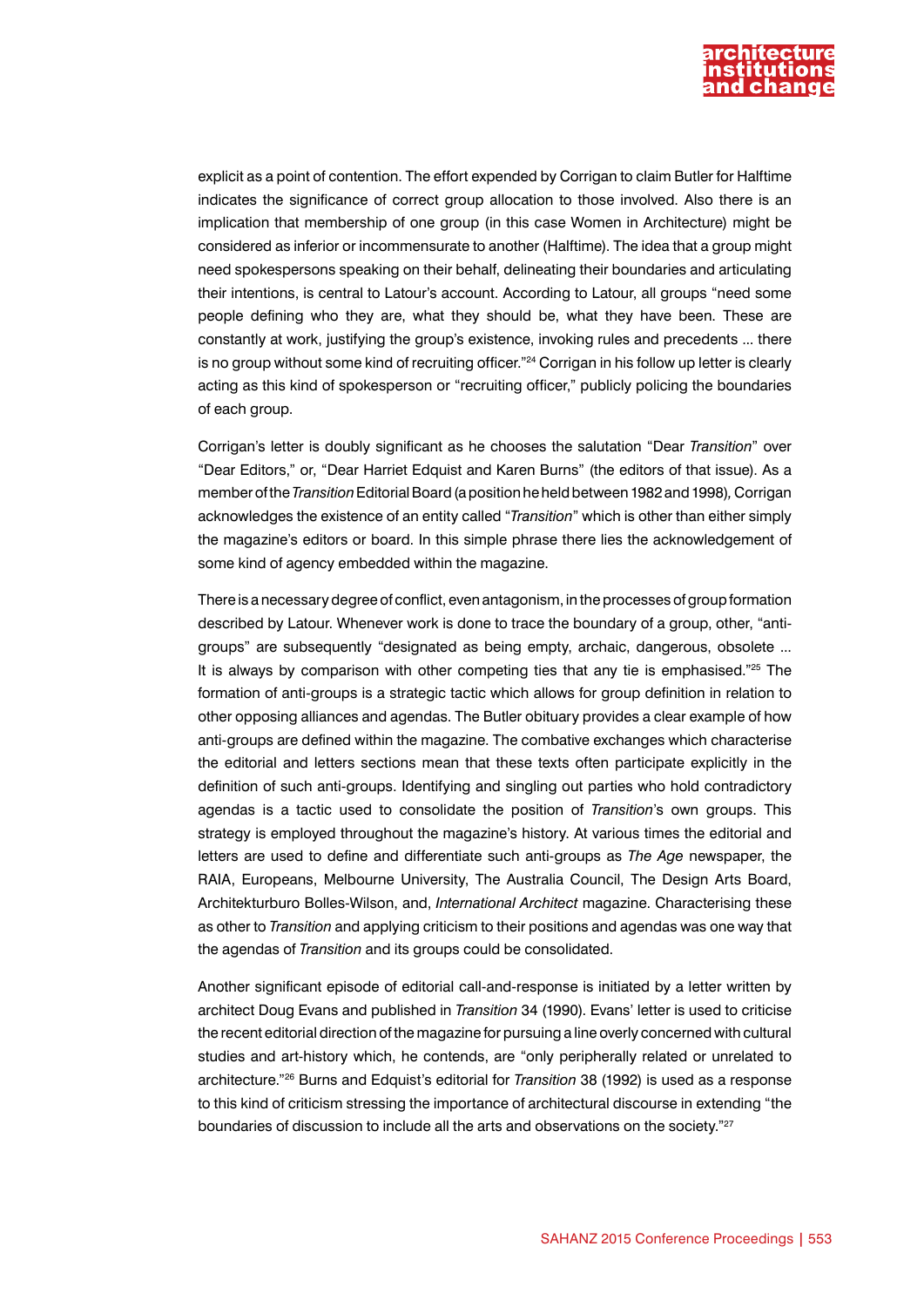explicit as a point of contention. The effort expended by Corrigan to claim Butler for Halftime indicates the significance of correct group allocation to those involved. Also there is an implication that membership of one group (in this case Women in Architecture) might be considered as inferior or incommensurate to another (Halftime). The idea that a group might need spokespersons speaking on their behalf, delineating their boundaries and articulating their intentions, is central to Latour's account. According to Latour, all groups "need some people defining who they are, what they should be, what they have been. These are constantly at work, justifying the group's existence, invoking rules and precedents ... there is no group without some kind of recruiting officer."[24] Corrigan in his follow up letter is clearly acting as this kind of spokesperson or "recruiting officer," publicly policing the boundaries of each group.

Corrigan's letter is doubly significant as he chooses the salutation "Dear *Transition*" over "Dear Editors," or, "Dear Harriet Edquist and Karen Burns" (the editors of that issue). As a member of the *Transition* Editorial Board (a position he held between 1982 and 1998), Corrigan acknowledges the existence of an entity called "*Transition*" which is other than either simply the magazine's editors or board. In this simple phrase there lies the acknowledgement of some kind of agency embedded within the magazine.

There is a necessary degree of conflict, even antagonism, in the processes of group formation described by Latour. Whenever work is done to trace the boundary of a group, other, "anti-groups" are subsequently "designated as being empty, archaic, dangerous, obsolete ... It is always by comparison with other competing ties that any tie is emphasised."[25] The formation of anti-groups is a strategic tactic which allows for group definition in relation to other opposing alliances and agendas. The Butler obituary provides a clear example of how anti-groups are defined within the magazine. The combative exchanges which characterise the editorial and letters sections mean that these texts often participate explicitly in the definition of such anti-groups. Identifying and singling out parties who hold contradictory agendas is a tactic used to consolidate the position of *Transition*'s own groups. This strategy is employed throughout the magazine's history. At various times the editorial and letters are used to define and differentiate such anti-groups as *The Age* newspaper, the RAIA, Europeans, Melbourne University, The Australia Council, The Design Arts Board, Architekturburo Bolles-Wilson, and, *International Architect* magazine. Characterising these as other to *Transition* and applying criticism to their positions and agendas was one way that the agendas of *Transition* and its groups could be consolidated.

Another significant episode of editorial call-and-response is initiated by a letter written by architect Doug Evans and published in *Transition* 34 (1990). Evans' letter is used to criticise the recent editorial direction of the magazine for pursuing a line overly concerned with cultural studies and art-history which, he contends, are "only peripherally related or unrelated to architecture."[26] Burns and Edquist's editorial for *Transition* 38 (1992) is used as a response to this kind of criticism stressing the importance of architectural discourse in extending "the boundaries of discussion to include all the arts and observations on the society."[27]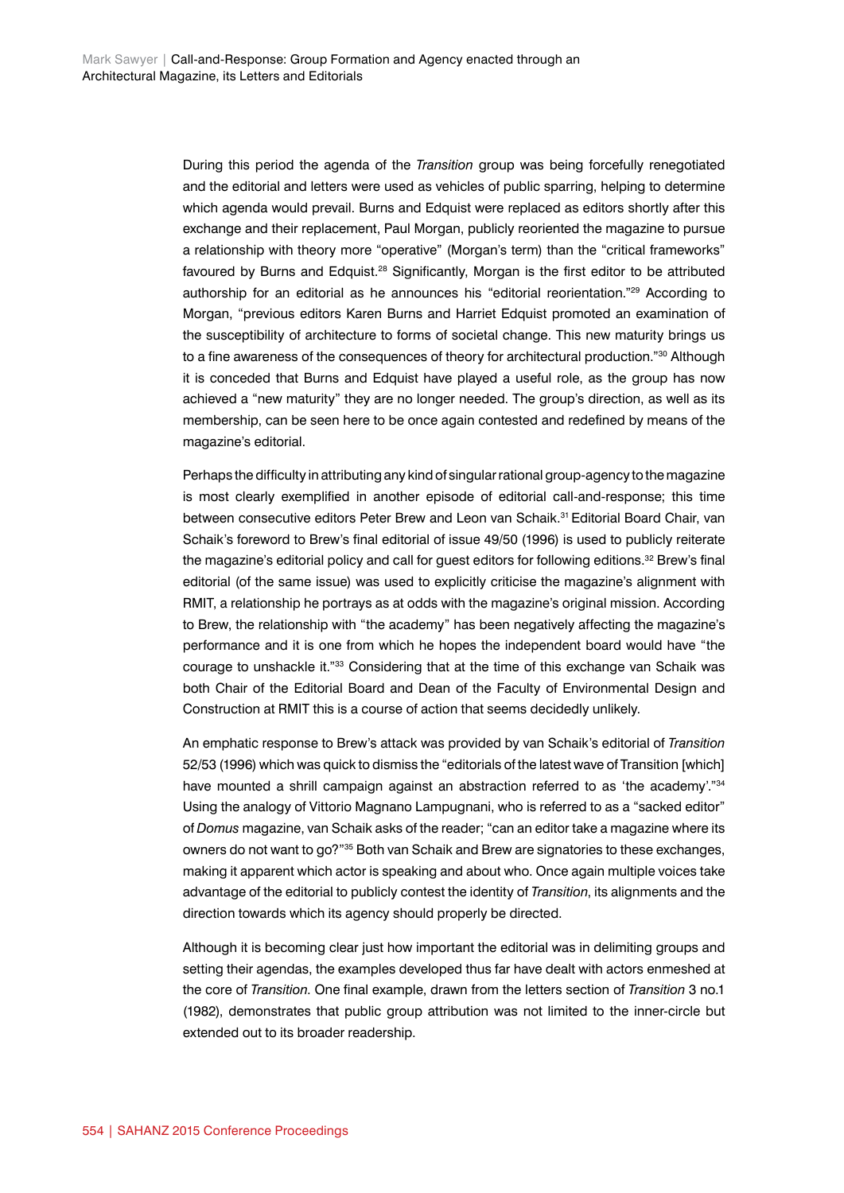During this period the agenda of the *Transition* group was being forcefully renegotiated and the editorial and letters were used as vehicles of public sparring, helping to determine which agenda would prevail. Burns and Edquist were replaced as editors shortly after this exchange and their replacement, Paul Morgan, publicly reoriented the magazine to pursue a relationship with theory more "operative" (Morgan's term) than the "critical frameworks" favoured by Burns and Edquist.[28] Significantly, Morgan is the first editor to be attributed authorship for an editorial as he announces his "editorial reorientation."[29] According to Morgan, "previous editors Karen Burns and Harriet Edquist promoted an examination of the susceptibility of architecture to forms of societal change. This new maturity brings us to a fine awareness of the consequences of theory for architectural production."[30] Although it is conceded that Burns and Edquist have played a useful role, as the group has now achieved a "new maturity" they are no longer needed. The group's direction, as well as its membership, can be seen here to be once again contested and redefined by means of the magazine's editorial.

Perhaps the difficulty in attributing any kind of singular rational group-agency to the magazine is most clearly exemplified in another episode of editorial call-and-response; this time between consecutive editors Peter Brew and Leon van Schaik.[31] Editorial Board Chair, van Schaik's foreword to Brew's final editorial of issue 49/50 (1996) is used to publicly reiterate the magazine's editorial policy and call for guest editors for following editions.[32] Brew's final editorial (of the same issue) was used to explicitly criticise the magazine's alignment with RMIT, a relationship he portrays as at odds with the magazine's original mission. According to Brew, the relationship with "the academy" has been negatively affecting the magazine's performance and it is one from which he hopes the independent board would have "the courage to unshackle it."[33] Considering that at the time of this exchange van Schaik was both Chair of the Editorial Board and Dean of the Faculty of Environmental Design and Construction at RMIT this is a course of action that seems decidedly unlikely.

An emphatic response to Brew's attack was provided by van Schaik's editorial of *Transition* 52/53 (1996) which was quick to dismiss the "editorials of the latest wave of Transition [which] have mounted a shrill campaign against an abstraction referred to as 'the academy'."[34] Using the analogy of Vittorio Magnano Lampugnani, who is referred to as a "sacked editor" of *Domus* magazine, van Schaik asks of the reader; "can an editor take a magazine where its owners do not want to go?"[35] Both van Schaik and Brew are signatories to these exchanges, making it apparent which actor is speaking and about who. Once again multiple voices take advantage of the editorial to publicly contest the identity of *Transition*, its alignments and the direction towards which its agency should properly be directed.

Although it is becoming clear just how important the editorial was in delimiting groups and setting their agendas, the examples developed thus far have dealt with actors enmeshed at the core of *Transition*. One final example, drawn from the letters section of *Transition* 3 no.1 (1982), demonstrates that public group attribution was not limited to the inner-circle but extended out to its broader readership.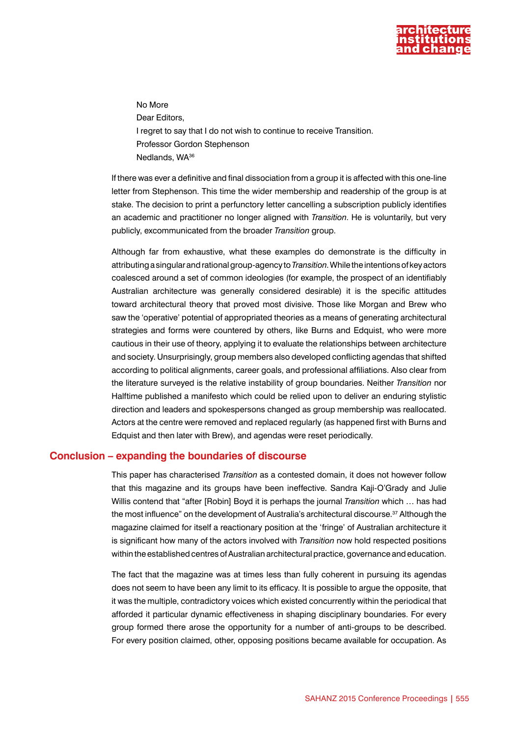No More
Dear Editors,
I regret to say that I do not wish to continue to receive Transition.
Professor Gordon Stephenson
Nedlands, WA[36]

If there was ever a definitive and final dissociation from a group it is affected with this one-line letter from Stephenson. This time the wider membership and readership of the group is at stake. The decision to print a perfunctory letter cancelling a subscription publicly identifies an academic and practitioner no longer aligned with *Transition*. He is voluntarily, but very publicly, excommunicated from the broader *Transition* group.

Although far from exhaustive, what these examples do demonstrate is the difficulty in attributing a singular and rational group-agency to *Transition*. While the intentions of key actors coalesced around a set of common ideologies (for example, the prospect of an identifiably Australian architecture was generally considered desirable) it is the specific attitudes toward architectural theory that proved most divisive. Those like Morgan and Brew who saw the 'operative' potential of appropriated theories as a means of generating architectural strategies and forms were countered by others, like Burns and Edquist, who were more cautious in their use of theory, applying it to evaluate the relationships between architecture and society. Unsurprisingly, group members also developed conflicting agendas that shifted according to political alignments, career goals, and professional affiliations. Also clear from the literature surveyed is the relative instability of group boundaries. Neither *Transition* nor Halftime published a manifesto which could be relied upon to deliver an enduring stylistic direction and leaders and spokespersons changed as group membership was reallocated. Actors at the centre were removed and replaced regularly (as happened first with Burns and Edquist and then later with Brew), and agendas were reset periodically.

## Conclusion – expanding the boundaries of discourse

This paper has characterised *Transition* as a contested domain, it does not however follow that this magazine and its groups have been ineffective. Sandra Kaji-O'Grady and Julie Willis contend that "after [Robin] Boyd it is perhaps the journal *Transition* which … has had the most influence" on the development of Australia's architectural discourse.[37] Although the magazine claimed for itself a reactionary position at the 'fringe' of Australian architecture it is significant how many of the actors involved with *Transition* now hold respected positions within the established centres of Australian architectural practice, governance and education.

The fact that the magazine was at times less than fully coherent in pursuing its agendas does not seem to have been any limit to its efficacy. It is possible to argue the opposite, that it was the multiple, contradictory voices which existed concurrently within the periodical that afforded it particular dynamic effectiveness in shaping disciplinary boundaries. For every group formed there arose the opportunity for a number of anti-groups to be described. For every position claimed, other, opposing positions became available for occupation. As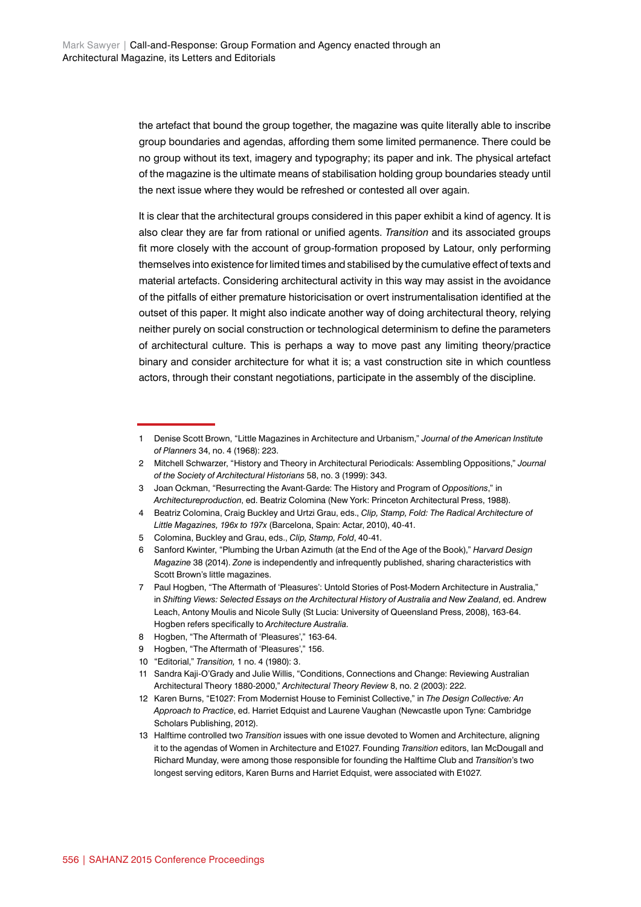the artefact that bound the group together, the magazine was quite literally able to inscribe group boundaries and agendas, affording them some limited permanence. There could be no group without its text, imagery and typography; its paper and ink. The physical artefact of the magazine is the ultimate means of stabilisation holding group boundaries steady until the next issue where they would be refreshed or contested all over again.

It is clear that the architectural groups considered in this paper exhibit a kind of agency. It is also clear they are far from rational or unified agents. *Transition* and its associated groups fit more closely with the account of group-formation proposed by Latour, only performing themselves into existence for limited times and stabilised by the cumulative effect of texts and material artefacts. Considering architectural activity in this way may assist in the avoidance of the pitfalls of either premature historicisation or overt instrumentalisation identified at the outset of this paper. It might also indicate another way of doing architectural theory, relying neither purely on social construction or technological determinism to define the parameters of architectural culture. This is perhaps a way to move past any limiting theory/practice binary and consider architecture for what it is; a vast construction site in which countless actors, through their constant negotiations, participate in the assembly of the discipline.

---

1 Denise Scott Brown, "Little Magazines in Architecture and Urbanism," *Journal of the American Institute of Planners* 34, no. 4 (1968): 223.

2 Mitchell Schwarzer, "History and Theory in Architectural Periodicals: Assembling Oppositions," *Journal of the Society of Architectural Historians* 58, no. 3 (1999): 343.

3 Joan Ockman, "Resurrecting the Avant-Garde: The History and Program of *Oppositions*," in *Architectureproduction*, ed. Beatriz Colomina (New York: Princeton Architectural Press, 1988).

4 Beatriz Colomina, Craig Buckley and Urtzi Grau, eds., *Clip, Stamp, Fold: The Radical Architecture of Little Magazines, 196x to 197x* (Barcelona, Spain: Actar, 2010), 40-41.

5 Colomina, Buckley and Grau, eds., *Clip, Stamp, Fold*, 40-41.

6 Sanford Kwinter, "Plumbing the Urban Azimuth (at the End of the Age of the Book)," *Harvard Design Magazine* 38 (2014). *Zone* is independently and infrequently published, sharing characteristics with Scott Brown's little magazines.

7 Paul Hogben, "The Aftermath of 'Pleasures': Untold Stories of Post-Modern Architecture in Australia," in *Shifting Views: Selected Essays on the Architectural History of Australia and New Zealand*, ed. Andrew Leach, Antony Moulis and Nicole Sully (St Lucia: University of Queensland Press, 2008), 163-64. Hogben refers specifically to *Architecture Australia.*

8 Hogben, "The Aftermath of 'Pleasures'," 163-64.

9 Hogben, "The Aftermath of 'Pleasures'," 156.

10 "Editorial," *Transition,* 1 no. 4 (1980): 3.

11 Sandra Kaji-O'Grady and Julie Willis, "Conditions, Connections and Change: Reviewing Australian Architectural Theory 1880-2000," *Architectural Theory Review* 8, no. 2 (2003): 222.

12 Karen Burns, "E1027: From Modernist House to Feminist Collective," in *The Design Collective: An Approach to Practice*, ed. Harriet Edquist and Laurene Vaughan (Newcastle upon Tyne: Cambridge Scholars Publishing, 2012).

13 Halftime controlled two *Transition* issues with one issue devoted to Women and Architecture, aligning it to the agendas of Women in Architecture and E1027. Founding *Transition* editors, Ian McDougall and Richard Munday, were among those responsible for founding the Halftime Club and *Transition*'s two longest serving editors, Karen Burns and Harriet Edquist, were associated with E1027.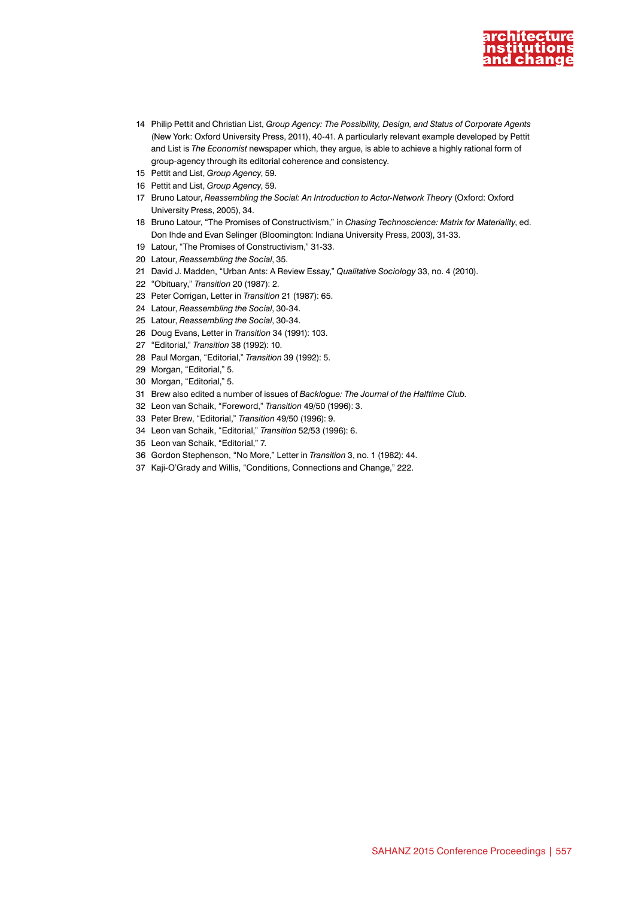14 Philip Pettit and Christian List, *Group Agency: The Possibility, Design, and Status of Corporate Agents* (New York: Oxford University Press, 2011), 40-41. A particularly relevant example developed by Pettit and List is *The Economist* newspaper which, they argue, is able to achieve a highly rational form of group-agency through its editorial coherence and consistency.

15 Pettit and List, *Group Agency*, 59.

16 Pettit and List, *Group Agency*, 59.

17 Bruno Latour, *Reassembling the Social: An Introduction to Actor-Network Theory* (Oxford: Oxford University Press, 2005), 34.

18 Bruno Latour, "The Promises of Constructivism," in *Chasing Technoscience: Matrix for Materiality*, ed. Don Ihde and Evan Selinger (Bloomington: Indiana University Press, 2003), 31-33.

19 Latour, "The Promises of Constructivism," 31-33.

20 Latour, *Reassembling the Social*, 35.

21 David J. Madden, "Urban Ants: A Review Essay," *Qualitative Sociology* 33, no. 4 (2010).

22 "Obituary," *Transition* 20 (1987): 2.

23 Peter Corrigan, Letter in *Transition* 21 (1987): 65.

24 Latour, *Reassembling the Social*, 30-34.

25 Latour, *Reassembling the Social*, 30-34.

26 Doug Evans, Letter in *Transition* 34 (1991): 103.

27 "Editorial," *Transition* 38 (1992): 10.

28 Paul Morgan, "Editorial," *Transition* 39 (1992): 5.

29 Morgan, "Editorial," 5.

30 Morgan, "Editorial," 5.

31 Brew also edited a number of issues of *Backlogue: The Journal of the Halftime Club.*

32 Leon van Schaik, "Foreword," *Transition* 49/50 (1996): 3.

33 Peter Brew, "Editorial," *Transition* 49/50 (1996): 9.

34 Leon van Schaik, "Editorial," *Transition* 52/53 (1996): 6.

35 Leon van Schaik, "Editorial," 7.

36 Gordon Stephenson, "No More," Letter in *Transition* 3, no. 1 (1982): 44.

37 Kaji-O'Grady and Willis, "Conditions, Connections and Change," 222.